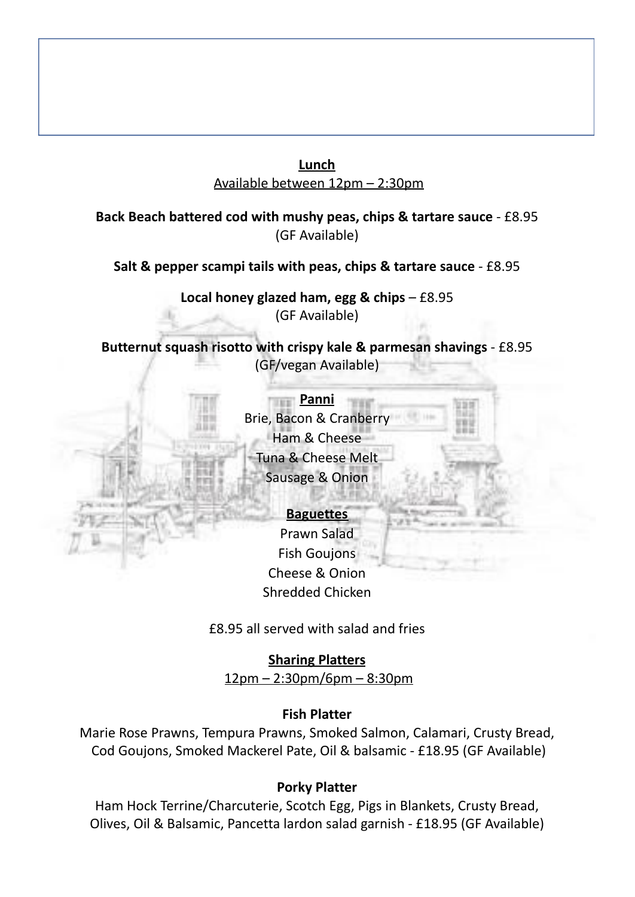## Lunch

Available between 12pm – 2:30pm

**Back Beach battered cod with mushy peas, chips & tartare sauce** - £8.95
(GF Available)

**Salt & pepper scampi tails with peas, chips & tartare sauce** - £8.95

**Local honey glazed ham, egg & chips** – £8.95
(GF Available)

**Butternut squash risotto with crispy kale & parmesan shavings** - £8.95
(GF/vegan Available)

### Panni

Brie, Bacon & Cranberry
Ham & Cheese
Tuna & Cheese Melt
Sausage & Onion

### Baguettes

Prawn Salad
Fish Goujons
Cheese & Onion
Shredded Chicken

£8.95 all served with salad and fries

## Sharing Platters

12pm – 2:30pm/6pm – 8:30pm

**Fish Platter**

Marie Rose Prawns, Tempura Prawns, Smoked Salmon, Calamari, Crusty Bread, Cod Goujons, Smoked Mackerel Pate, Oil & balsamic - £18.95 (GF Available)

**Porky Platter**

Ham Hock Terrine/Charcuterie, Scotch Egg, Pigs in Blankets, Crusty Bread, Olives, Oil & Balsamic, Pancetta lardon salad garnish - £18.95 (GF Available)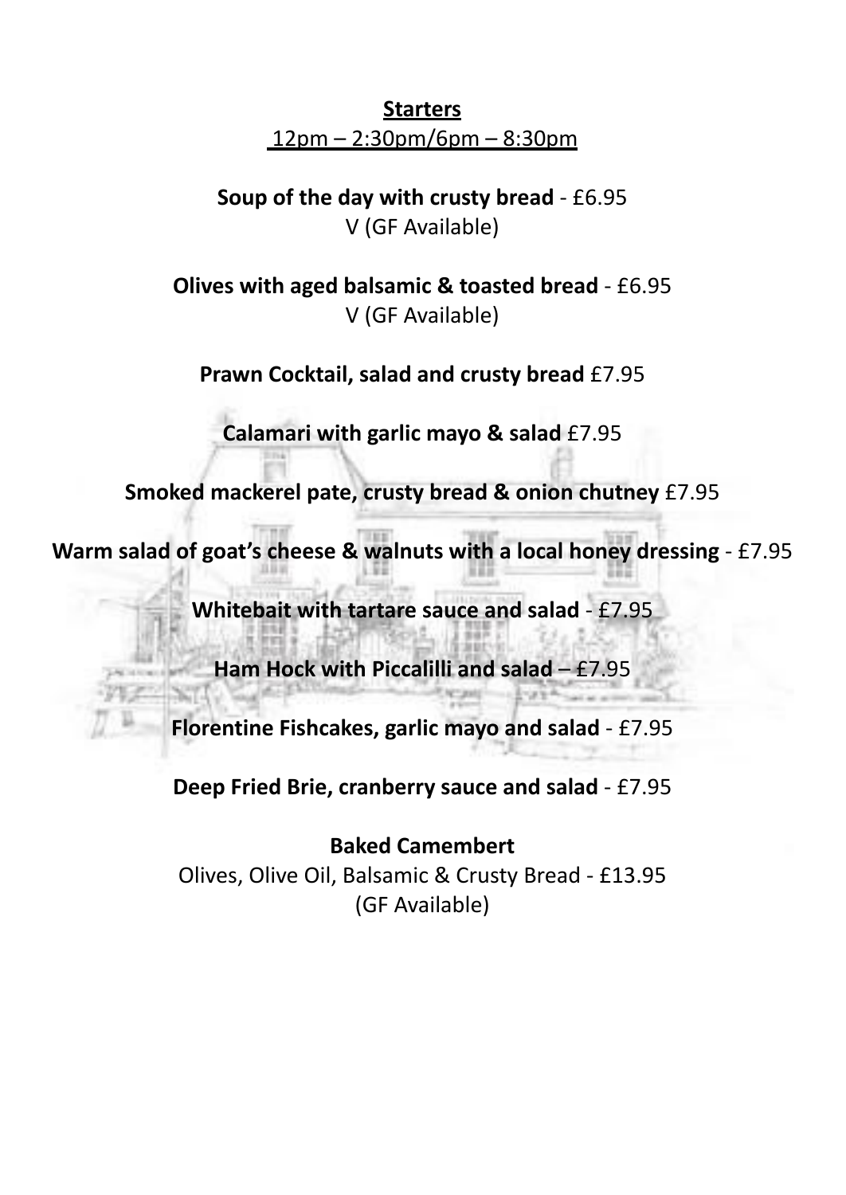## Starters

12pm – 2:30pm/6pm – 8:30pm

**Soup of the day with crusty bread** - £6.95
V (GF Available)

**Olives with aged balsamic & toasted bread** - £6.95
V (GF Available)

**Prawn Cocktail, salad and crusty bread** £7.95

**Calamari with garlic mayo & salad** £7.95

**Smoked mackerel pate, crusty bread & onion chutney** £7.95

**Warm salad of goat's cheese & walnuts with a local honey dressing** - £7.95

**Whitebait with tartare sauce and salad** - £7.95

**Ham Hock with Piccalilli and salad** – £7.95

**Florentine Fishcakes, garlic mayo and salad** - £7.95

**Deep Fried Brie, cranberry sauce and salad** - £7.95

**Baked Camembert**
Olives, Olive Oil, Balsamic & Crusty Bread - £13.95
(GF Available)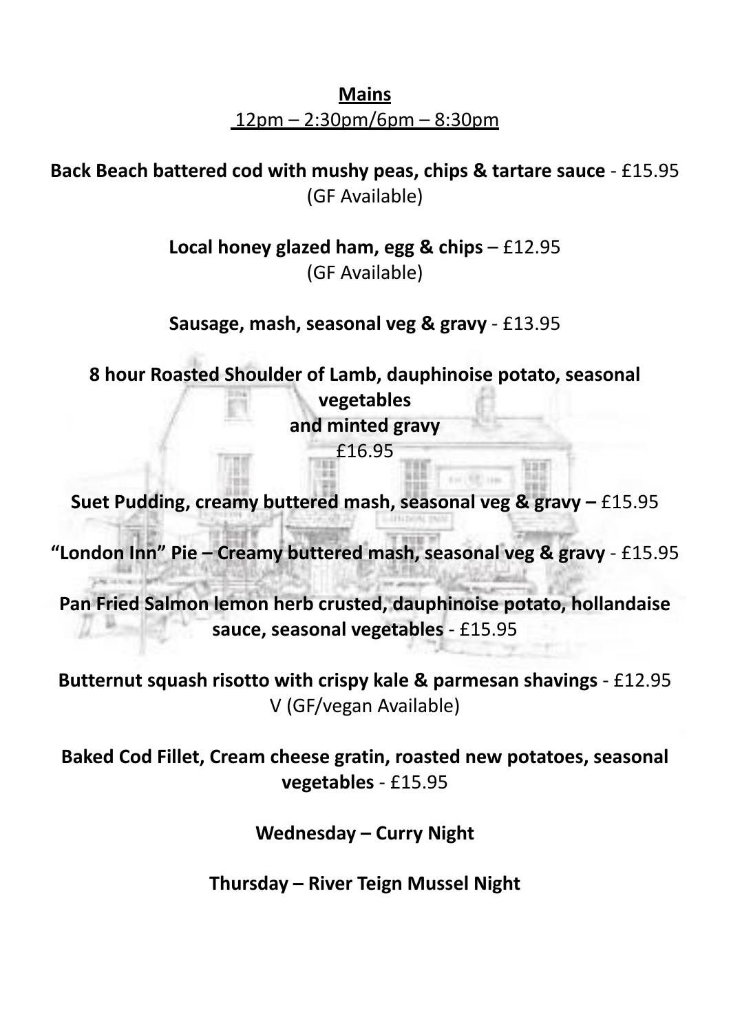## Mains

12pm – 2:30pm/6pm – 8:30pm

**Back Beach battered cod with mushy peas, chips & tartare sauce** - £15.95
(GF Available)

**Local honey glazed ham, egg & chips** – £12.95
(GF Available)

**Sausage, mash, seasonal veg & gravy** - £13.95

**8 hour Roasted Shoulder of Lamb, dauphinoise potato, seasonal vegetables and minted gravy**
£16.95

**Suet Pudding, creamy buttered mash, seasonal veg & gravy –** £15.95

**"London Inn" Pie – Creamy buttered mash, seasonal veg & gravy** - £15.95

**Pan Fried Salmon lemon herb crusted, dauphinoise potato, hollandaise sauce, seasonal vegetables** - £15.95

**Butternut squash risotto with crispy kale & parmesan shavings** - £12.95
V (GF/vegan Available)

**Baked Cod Fillet, Cream cheese gratin, roasted new potatoes, seasonal vegetables** - £15.95

**Wednesday – Curry Night**

**Thursday – River Teign Mussel Night**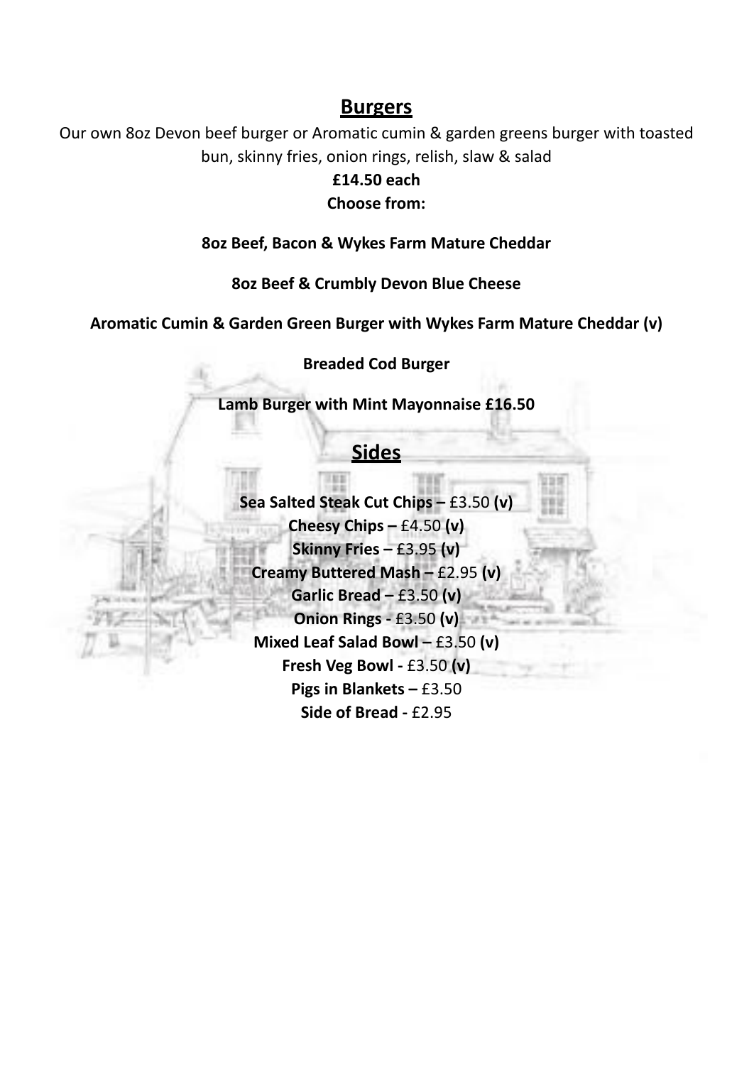## Burgers

Our own 8oz Devon beef burger or Aromatic cumin & garden greens burger with toasted bun, skinny fries, onion rings, relish, slaw & salad

**£14.50 each**

**Choose from:**

**8oz Beef, Bacon & Wykes Farm Mature Cheddar**

**8oz Beef & Crumbly Devon Blue Cheese**

**Aromatic Cumin & Garden Green Burger with Wykes Farm Mature Cheddar (v)**

**Breaded Cod Burger**

**Lamb Burger with Mint Mayonnaise £16.50**

## Sides

**Sea Salted Steak Cut Chips –** £3.50 **(v)**
**Cheesy Chips –** £4.50 **(v)**
**Skinny Fries –** £3.95 **(v)**
**Creamy Buttered Mash –** £2.95 **(v)**
**Garlic Bread –** £3.50 **(v)**
**Onion Rings -** £3.50 **(v)**
**Mixed Leaf Salad Bowl –** £3.50 **(v)**
**Fresh Veg Bowl -** £3.50 **(v)**
**Pigs in Blankets –** £3.50
**Side of Bread -** £2.95